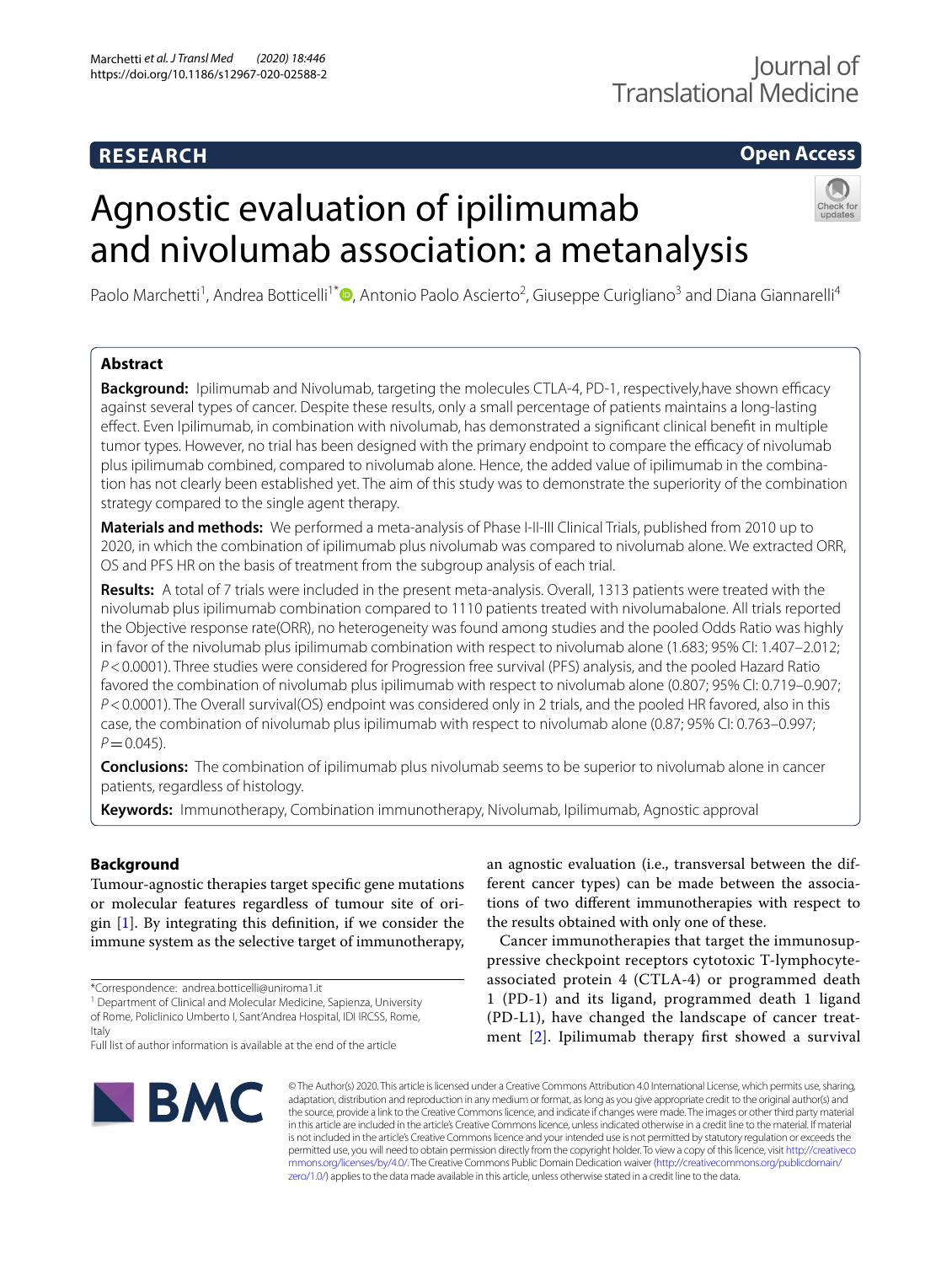**RESEARCH** **Open Access**

# Agnostic evaluation of ipilimumab and nivolumab association: a metanalysis

Paolo Marchetti[1], Andrea Botticelli[1*], Antonio Paolo Ascierto[2], Giuseppe Curigliano[3] and Diana Giannarelli[4]

## Abstract

**Background:** Ipilimumab and Nivolumab, targeting the molecules CTLA-4, PD-1, respectively,have shown efficacy against several types of cancer. Despite these results, only a small percentage of patients maintains a long-lasting effect. Even Ipilimumab, in combination with nivolumab, has demonstrated a significant clinical benefit in multiple tumor types. However, no trial has been designed with the primary endpoint to compare the efficacy of nivolumab plus ipilimumab combined, compared to nivolumab alone. Hence, the added value of ipilimumab in the combination has not clearly been established yet. The aim of this study was to demonstrate the superiority of the combination strategy compared to the single agent therapy.

**Materials and methods:** We performed a meta-analysis of Phase I-II-III Clinical Trials, published from 2010 up to 2020, in which the combination of ipilimumab plus nivolumab was compared to nivolumab alone. We extracted ORR, OS and PFS HR on the basis of treatment from the subgroup analysis of each trial.

**Results:** A total of 7 trials were included in the present meta-analysis. Overall, 1313 patients were treated with the nivolumab plus ipilimumab combination compared to 1110 patients treated with nivolumabalone. All trials reported the Objective response rate(ORR), no heterogeneity was found among studies and the pooled Odds Ratio was highly in favor of the nivolumab plus ipilimumab combination with respect to nivolumab alone (1.683; 95% CI: 1.407–2.012; $P < 0.0001$). Three studies were considered for Progression free survival (PFS) analysis, and the pooled Hazard Ratio favored the combination of nivolumab plus ipilimumab with respect to nivolumab alone (0.807; 95% CI: 0.719–0.907; $P < 0.0001$). The Overall survival(OS) endpoint was considered only in 2 trials, and the pooled HR favored, also in this case, the combination of nivolumab plus ipilimumab with respect to nivolumab alone (0.87; 95% CI: 0.763–0.997; $P = 0.045$).

**Conclusions:** The combination of ipilimumab plus nivolumab seems to be superior to nivolumab alone in cancer patients, regardless of histology.

**Keywords:** Immunotherapy, Combination immunotherapy, Nivolumab, Ipilimumab, Agnostic approval

## Background

Tumour-agnostic therapies target specific gene mutations or molecular features regardless of tumour site of origin [1]. By integrating this definition, if we consider the immune system as the selective target of immunotherapy, an agnostic evaluation (i.e., transversal between the different cancer types) can be made between the associations of two different immunotherapies with respect to the results obtained with only one of these.

Cancer immunotherapies that target the immunosuppressive checkpoint receptors cytotoxic T-lymphocyte-associated protein 4 (CTLA-4) or programmed death 1 (PD-1) and its ligand, programmed death 1 ligand (PD-L1), have changed the landscape of cancer treatment [2]. Ipilimumab therapy first showed a survival

*Correspondence: andrea.botticelli@uniroma1.it
[1] Department of Clinical and Molecular Medicine, Sapienza, University of Rome, Policlinico Umberto I, Sant'Andrea Hospital, IDI IRCSS, Rome, Italy
Full list of author information is available at the end of the article

© The Author(s) 2020. This article is licensed under a Creative Commons Attribution 4.0 International License, which permits use, sharing, adaptation, distribution and reproduction in any medium or format, as long as you give appropriate credit to the original author(s) and the source, provide a link to the Creative Commons licence, and indicate if changes were made. The images or other third party material in this article are included in the article's Creative Commons licence, unless indicated otherwise in a credit line to the material. If material is not included in the article's Creative Commons licence and your intended use is not permitted by statutory regulation or exceeds the permitted use, you will need to obtain permission directly from the copyright holder. To view a copy of this licence, visit http://creativecommons.org/licenses/by/4.0/. The Creative Commons Public Domain Dedication waiver (http://creativecommons.org/publicdomain/zero/1.0/) applies to the data made available in this article, unless otherwise stated in a credit line to the data.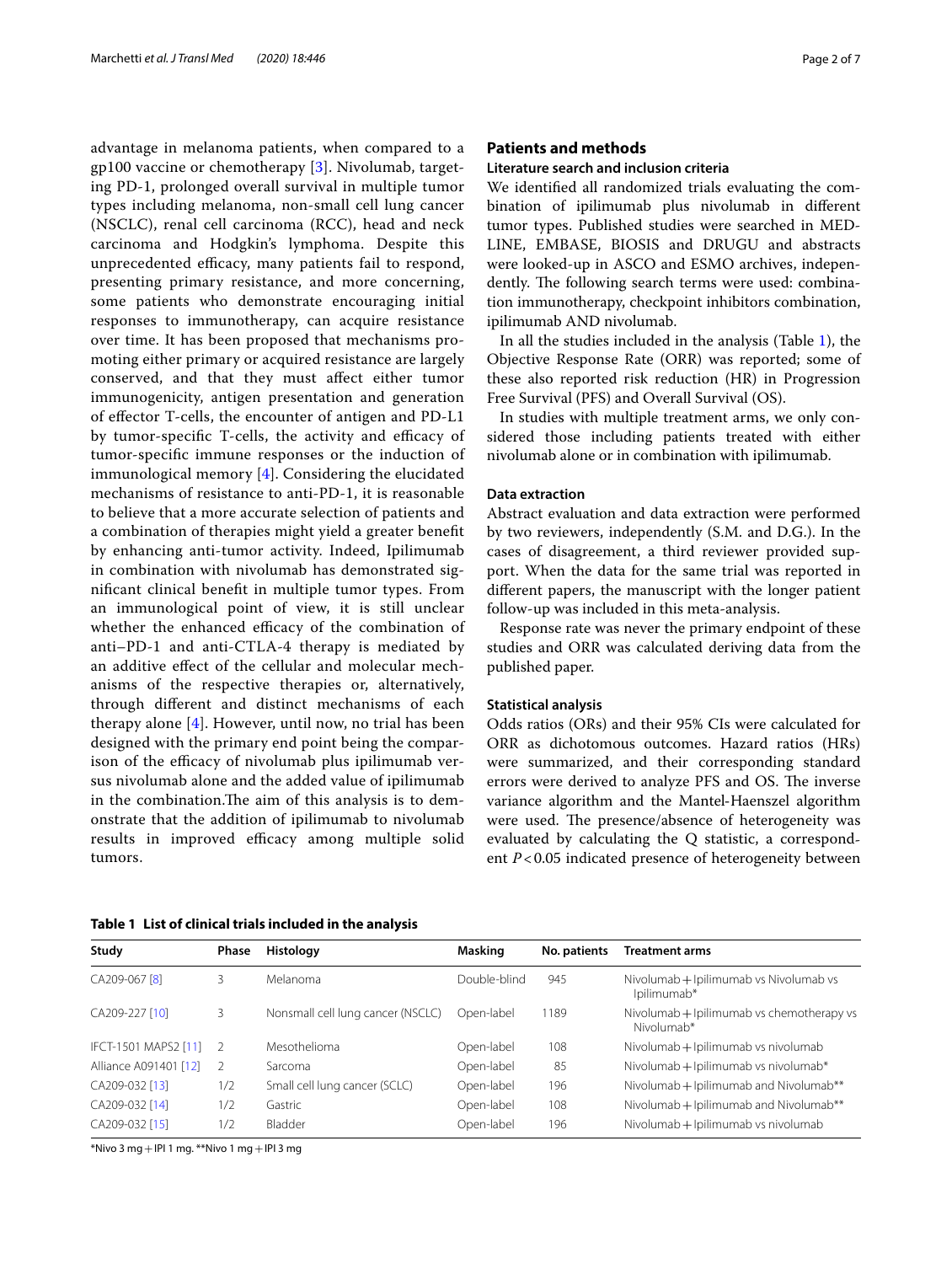advantage in melanoma patients, when compared to a gp100 vaccine or chemotherapy [3]. Nivolumab, targeting PD-1, prolonged overall survival in multiple tumor types including melanoma, non-small cell lung cancer (NSCLC), renal cell carcinoma (RCC), head and neck carcinoma and Hodgkin's lymphoma. Despite this unprecedented efficacy, many patients fail to respond, presenting primary resistance, and more concerning, some patients who demonstrate encouraging initial responses to immunotherapy, can acquire resistance over time. It has been proposed that mechanisms promoting either primary or acquired resistance are largely conserved, and that they must affect either tumor immunogenicity, antigen presentation and generation of effector T-cells, the encounter of antigen and PD-L1 by tumor-specific T-cells, the activity and efficacy of tumor-specific immune responses or the induction of immunological memory [4]. Considering the elucidated mechanisms of resistance to anti-PD-1, it is reasonable to believe that a more accurate selection of patients and a combination of therapies might yield a greater benefit by enhancing anti-tumor activity. Indeed, Ipilimumab in combination with nivolumab has demonstrated significant clinical benefit in multiple tumor types. From an immunological point of view, it is still unclear whether the enhanced efficacy of the combination of anti–PD-1 and anti-CTLA-4 therapy is mediated by an additive effect of the cellular and molecular mechanisms of the respective therapies or, alternatively, through different and distinct mechanisms of each therapy alone [4]. However, until now, no trial has been designed with the primary end point being the comparison of the efficacy of nivolumab plus ipilimumab versus nivolumab alone and the added value of ipilimumab in the combination.The aim of this analysis is to demonstrate that the addition of ipilimumab to nivolumab results in improved efficacy among multiple solid tumors.

## Patients and methods

### Literature search and inclusion criteria

We identified all randomized trials evaluating the combination of ipilimumab plus nivolumab in different tumor types. Published studies were searched in MEDLINE, EMBASE, BIOSIS and DRUGU and abstracts were looked-up in ASCO and ESMO archives, independently. The following search terms were used: combination immunotherapy, checkpoint inhibitors combination, ipilimumab AND nivolumab.

In all the studies included in the analysis (Table 1), the Objective Response Rate (ORR) was reported; some of these also reported risk reduction (HR) in Progression Free Survival (PFS) and Overall Survival (OS).

In studies with multiple treatment arms, we only considered those including patients treated with either nivolumab alone or in combination with ipilimumab.

### Data extraction

Abstract evaluation and data extraction were performed by two reviewers, independently (S.M. and D.G.). In the cases of disagreement, a third reviewer provided support. When the data for the same trial was reported in different papers, the manuscript with the longer patient follow-up was included in this meta-analysis.

Response rate was never the primary endpoint of these studies and ORR was calculated deriving data from the published paper.

### Statistical analysis

Odds ratios (ORs) and their 95% CIs were calculated for ORR as dichotomous outcomes. Hazard ratios (HRs) were summarized, and their corresponding standard errors were derived to analyze PFS and OS. The inverse variance algorithm and the Mantel-Haenszel algorithm were used. The presence/absence of heterogeneity was evaluated by calculating the Q statistic, a correspondent $P < 0.05$ indicated presence of heterogeneity between

**Table 1 List of clinical trials included in the analysis**

| Study | Phase | Histology | Masking | No. patients | Treatment arms |
|---|---|---|---|---|---|
| CA209-067 [8] | 3 | Melanoma | Double-blind | 945 | Nivolumab + Ipilimumab vs Nivolumab vs Ipilimumab* |
| CA209-227 [10] | 3 | Nonsmall cell lung cancer (NSCLC) | Open-label | 1189 | Nivolumab + Ipilimumab vs chemotherapy vs Nivolumab* |
| IFCT-1501 MAPS2 [11] | 2 | Mesothelioma | Open-label | 108 | Nivolumab + Ipilimumab vs nivolumab |
| Alliance A091401 [12] | 2 | Sarcoma | Open-label | 85 | Nivolumab + Ipilimumab vs nivolumab* |
| CA209-032 [13] | 1/2 | Small cell lung cancer (SCLC) | Open-label | 196 | Nivolumab + Ipilimumab and Nivolumab** |
| CA209-032 [14] | 1/2 | Gastric | Open-label | 108 | Nivolumab + Ipilimumab and Nivolumab** |
| CA209-032 [15] | 1/2 | Bladder | Open-label | 196 | Nivolumab + Ipilimumab vs nivolumab |

*Nivo 3 mg + IPI 1 mg. **Nivo 1 mg + IPI 3 mg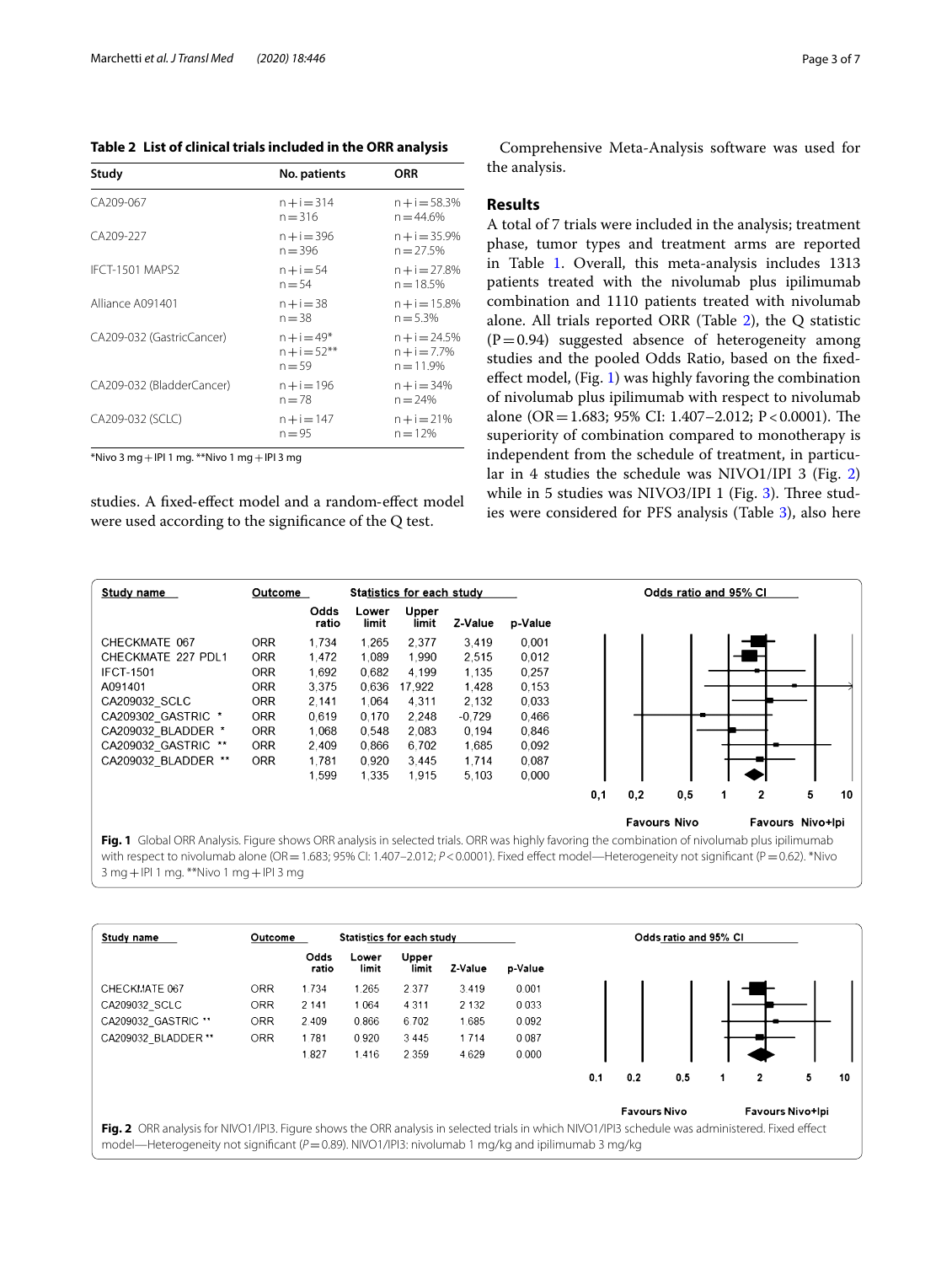**Table 2 List of clinical trials included in the ORR analysis**

| Study | No. patients | ORR |
|---|---|---|
| CA209-067 | n + i = 314<br>n = 316 | n + i = 58.3%<br>n = 44.6% |
| CA209-227 | n + i = 396<br>n = 396 | n + i = 35.9%<br>n = 27.5% |
| IFCT-1501 MAPS2 | n + i = 54<br>n = 54 | n + i = 27.8%<br>n = 18.5% |
| Alliance A091401 | n + i = 38<br>n = 38 | n + i = 15.8%<br>n = 5.3% |
| CA209-032 (GastricCancer) | n + i = 49*<br>n + i = 52**<br>n = 59 | n + i = 24.5%<br>n + i = 7.7%<br>n = 11.9% |
| CA209-032 (BladderCancer) | n + i = 196<br>n = 78 | n + i = 34%<br>n = 24% |
| CA209-032 (SCLC) | n + i = 147<br>n = 95 | n + i = 21%<br>n = 12% |

*Nivo 3 mg + IPI 1 mg. **Nivo 1 mg + IPI 3 mg

studies. A fixed-effect model and a random-effect model were used according to the significance of the Q test.

Comprehensive Meta-Analysis software was used for the analysis.

## Results

A total of 7 trials were included in the analysis; treatment phase, tumor types and treatment arms are reported in Table 1. Overall, this meta-analysis includes 1313 patients treated with the nivolumab plus ipilimumab combination and 1110 patients treated with nivolumab alone. All trials reported ORR (Table 2), the Q statistic (P = 0.94) suggested absence of heterogeneity among studies and the pooled Odds Ratio, based on the fixed-effect model, (Fig. 1) was highly favoring the combination of nivolumab plus ipilimumab with respect to nivolumab alone (OR = 1.683; 95% CI: 1.407–2.012; P < 0.0001). The superiority of combination compared to monotherapy is independent from the schedule of treatment, in particular in 4 studies the schedule was NIVO1/IPI 3 (Fig. 2) while in 5 studies was NIVO3/IPI 1 (Fig. 3). Three studies were considered for PFS analysis (Table 3), also here

| Study name | Outcome | Odds ratio | Lower limit | Upper limit | Z-Value | p-Value |
|---|---|---|---|---|---|---|
| CHECKMATE 067 | ORR | 1,734 | 1,265 | 2,377 | 3,419 | 0,001 |
| CHECKMATE 227 PDL1 | ORR | 1,472 | 1,089 | 1,990 | 2,515 | 0,012 |
| IFCT-1501 | ORR | 1,692 | 0,682 | 4,199 | 1,135 | 0,257 |
| A091401 | ORR | 3,375 | 0,636 | 17,922 | 1,428 | 0,153 |
| CA209032_SCLC | ORR | 2,141 | 1,064 | 4,311 | 2,132 | 0,033 |
| CA209032_GASTRIC * | ORR | 0,619 | 0,170 | 2,248 | -0,729 | 0,466 |
| CA209032_BLADDER * | ORR | 1,068 | 0,548 | 2,083 | 0,194 | 0,846 |
| CA209032_GASTRIC ** | ORR | 2,409 | 0,866 | 6,702 | 1,685 | 0,092 |
| CA209032_BLADDER ** | ORR | 1,781 | 0,920 | 3,445 | 1,714 | 0,087 |
| | | 1,599 | 1,335 | 1,915 | 5,103 | 0,000 |

**Fig. 1** Global ORR Analysis. Figure shows ORR analysis in selected trials. ORR was highly favoring the combination of nivolumab plus ipilimumab with respect to nivolumab alone (OR = 1.683; 95% CI: 1.407–2.012; *P* < 0.0001). Fixed effect model—Heterogeneity not significant (P = 0.62). *Nivo 3 mg + IPI 1 mg. **Nivo 1 mg + IPI 3 mg

| Study name | Outcome | Odds ratio | Lower limit | Upper limit | Z-Value | p-Value |
|---|---|---|---|---|---|---|
| CHECKMATE 067 | ORR | 1 734 | 1 265 | 2 377 | 3 419 | 0 001 |
| CA209032_SCLC | ORR | 2 141 | 1 064 | 4 311 | 2 132 | 0 033 |
| CA209032_GASTRIC ** | ORR | 2 409 | 0 866 | 6 702 | 1 685 | 0 092 |
| CA209032_BLADDER ** | ORR | 1 781 | 0 920 | 3 445 | 1 714 | 0 087 |
| | | 1 827 | 1 416 | 2 359 | 4 629 | 0 000 |

**Fig. 2** ORR analysis for NIVO1/IPI3. Figure shows the ORR analysis in selected trials in which NIVO1/IPI3 schedule was administered. Fixed effect model—Heterogeneity not significant (*P* = 0.89). NIVO1/IPI3: nivolumab 1 mg/kg and ipilimumab 3 mg/kg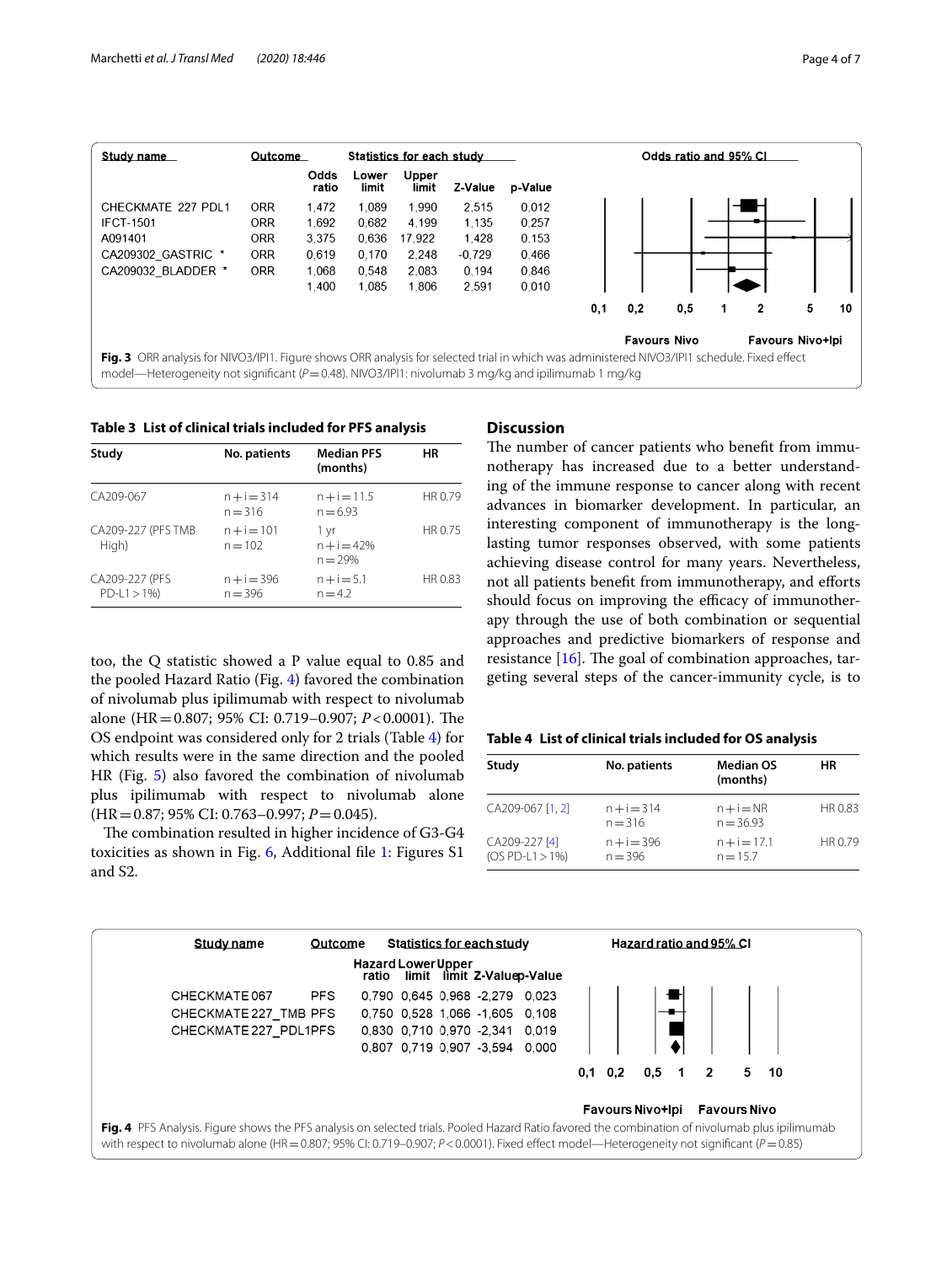| Study name | Outcome | Odds ratio | Lower limit | Upper limit | Z-Value | p-Value |
|---|---|---|---|---|---|---|
| CHECKMATE 227 PDL1 | ORR | 1,472 | 1,089 | 1,990 | 2,515 | 0,012 |
| IFCT-1501 | ORR | 1,692 | 0,682 | 4,199 | 1,135 | 0,257 |
| A091401 | ORR | 3,375 | 0,636 | 17,922 | 1,428 | 0,153 |
| CA209302_GASTRIC * | ORR | 0,619 | 0,170 | 2,248 | -0,729 | 0,466 |
| CA209032_BLADDER * | ORR | 1,068 | 0,548 | 2,083 | 0,194 | 0,846 |
| | | 1,400 | 1,085 | 1,806 | 2,591 | 0,010 |

**Fig. 3** ORR analysis for NIVO3/IPI1. Figure shows ORR analysis for selected trial in which was administered NIVO3/IPI1 schedule. Fixed effect model—Heterogeneity not significant ($P = 0.48$). NIVO3/IPI1: nivolumab 3 mg/kg and ipilimumab 1 mg/kg

**Table 3 List of clinical trials included for PFS analysis**

| Study | No. patients | Median PFS (months) | HR |
|---|---|---|---|
| CA209-067 | n+i=314<br>n=316 | n+i=11.5<br>n=6.93 | HR 0.79 |
| CA209-227 (PFS TMB High) | n+i=101<br>n=102 | 1 yr<br>n+i=42%<br>n=29% | HR 0.75 |
| CA209-227 (PFS PD-L1>1%) | n+i=396<br>n=396 | n+i=5.1<br>n=4.2 | HR 0.83 |

too, the Q statistic showed a P value equal to 0.85 and the pooled Hazard Ratio (Fig. 4) favored the combination of nivolumab plus ipilimumab with respect to nivolumab alone (HR = 0.807; 95% CI: 0.719–0.907; $P < 0.0001$). The OS endpoint was considered only for 2 trials (Table 4) for which results were in the same direction and the pooled HR (Fig. 5) also favored the combination of nivolumab plus ipilimumab with respect to nivolumab alone (HR = 0.87; 95% CI: 0.763–0.997; $P = 0.045$).

The combination resulted in higher incidence of G3-G4 toxicities as shown in Fig. 6, Additional file 1: Figures S1 and S2.

## Discussion

The number of cancer patients who benefit from immunotherapy has increased due to a better understanding of the immune response to cancer along with recent advances in biomarker development. In particular, an interesting component of immunotherapy is the long-lasting tumor responses observed, with some patients achieving disease control for many years. Nevertheless, not all patients benefit from immunotherapy, and efforts should focus on improving the efficacy of immunotherapy through the use of both combination or sequential approaches and predictive biomarkers of response and resistance [16]. The goal of combination approaches, targeting several steps of the cancer-immunity cycle, is to

**Table 4 List of clinical trials included for OS analysis**

| Study | No. patients | Median OS (months) | HR |
|---|---|---|---|
| CA209-067 [1, 2] | n+i=314<br>n=316 | n+i=NR<br>n=36.93 | HR 0.83 |
| CA209-227 [4] (OS PD-L1>1%) | n+i=396<br>n=396 | n+i=17.1<br>n=15.7 | HR 0.79 |

| Study name | Outcome | Hazard ratio | Lower limit | Upper limit | Z-Value | p-Value |
|---|---|---|---|---|---|---|
| CHECKMATE 067 | PFS | 0,790 | 0,645 | 0,968 | -2,279 | 0,023 |
| CHECKMATE 227_TMB | PFS | 0,750 | 0,528 | 1,066 | -1,605 | 0,108 |
| CHECKMATE 227_PDL1 | PFS | 0,830 | 0,710 | 0,970 | -2,341 | 0,019 |
| | | 0,807 | 0,719 | 0,907 | -3,594 | 0,000 |

**Fig. 4** PFS Analysis. Figure shows the PFS analysis on selected trials. Pooled Hazard Ratio favored the combination of nivolumab plus ipilimumab with respect to nivolumab alone (HR = 0.807; 95% CI: 0.719–0.907; $P < 0.0001$). Fixed effect model—Heterogeneity not significant ($P = 0.85$)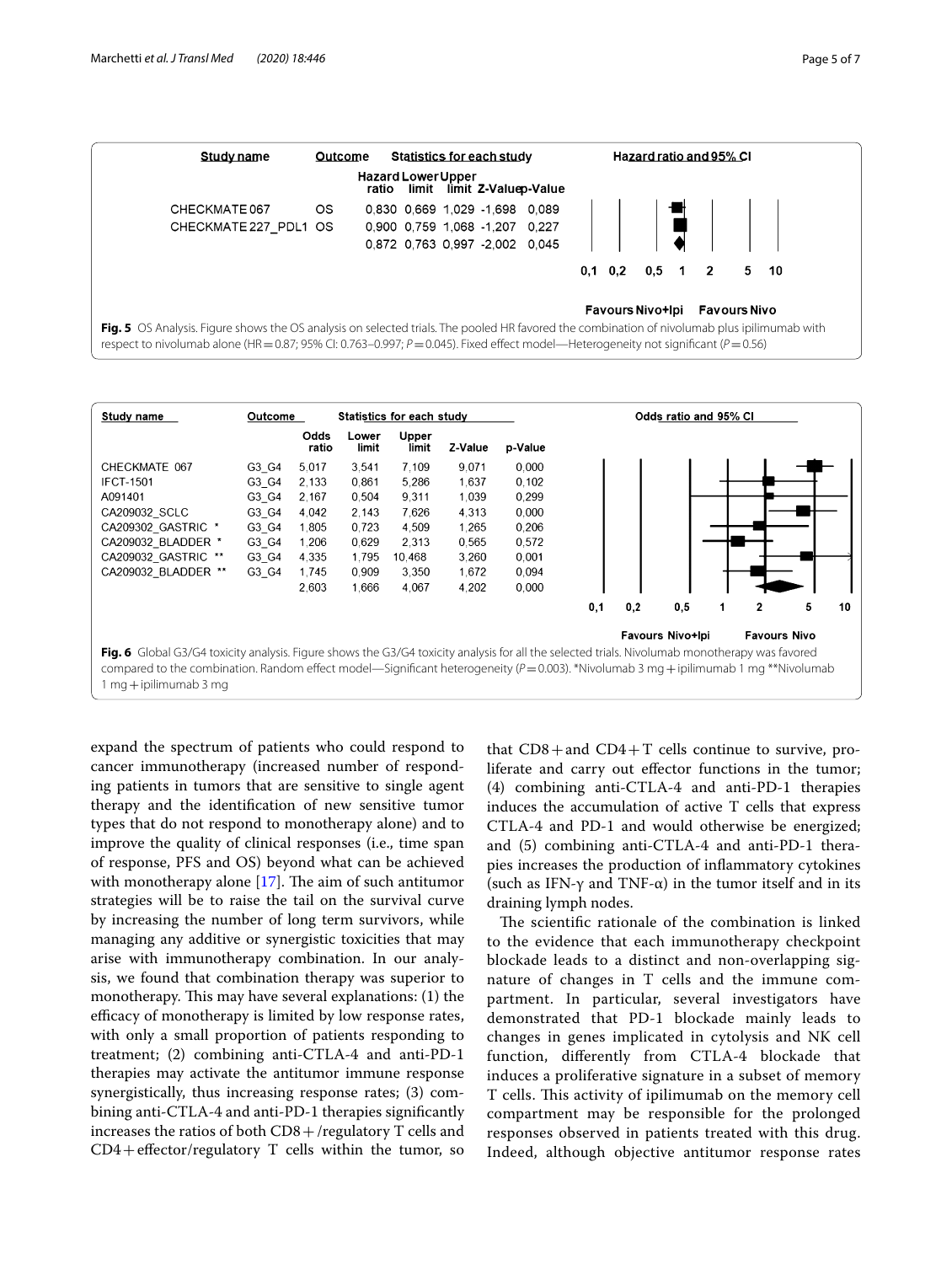| Study name | Outcome | Hazard ratio | Lower limit | Upper limit | Z-Value | p-Value |
|---|---|---|---|---|---|---|
| CHECKMATE 067 | OS | 0,830 | 0,669 | 1,029 | -1,698 | 0,089 |
| CHECKMATE 227_PDL1 | OS | 0,900 | 0,759 | 1,068 | -1,207 | 0,227 |
| | | 0,872 | 0,763 | 0,997 | -2,002 | 0,045 |

Hazard ratio and 95% CI: 0,1 0,2 0,5 1 2 5 10 — Favours Nivo+Ipi / Favours Nivo

**Fig. 5** OS Analysis. Figure shows the OS analysis on selected trials. The pooled HR favored the combination of nivolumab plus ipilimumab with respect to nivolumab alone (HR = 0.87; 95% CI: 0.763–0.997; $P = 0.045$). Fixed effect model—Heterogeneity not significant ($P = 0.56$)

| Study name | Outcome | Odds ratio | Lower limit | Upper limit | Z-Value | p-Value |
|---|---|---|---|---|---|---|
| CHECKMATE 067 | G3_G4 | 5,017 | 3,541 | 7,109 | 9,071 | 0,000 |
| IFCT-1501 | G3_G4 | 2,133 | 0,861 | 5,286 | 1,637 | 0,102 |
| A091401 | G3_G4 | 2,167 | 0,504 | 9,311 | 1,039 | 0,299 |
| CA209032_SCLC | G3_G4 | 4,042 | 2,143 | 7,626 | 4,313 | 0,000 |
| CA209302_GASTRIC * | G3_G4 | 1,805 | 0,723 | 4,509 | 1,265 | 0,206 |
| CA209032_BLADDER * | G3_G4 | 1,206 | 0,629 | 2,313 | 0,565 | 0,572 |
| CA209032_GASTRIC ** | G3_G4 | 4,335 | 1,795 | 10,468 | 3,260 | 0,001 |
| CA209032_BLADDER ** | G3_G4 | 1,745 | 0,909 | 3,350 | 1,672 | 0,094 |
| | | 2,603 | 1,666 | 4,067 | 4,202 | 0,000 |

Odds ratio and 95% CI: 0,1 0,2 0,5 1 2 5 10 — Favours Nivo+Ipi / Favours Nivo

**Fig. 6** Global G3/G4 toxicity analysis. Figure shows the G3/G4 toxicity analysis for all the selected trials. Nivolumab monotherapy was favored compared to the combination. Random effect model—Significant heterogeneity ($P = 0.003$). *Nivolumab 3 mg + ipilimumab 1 mg **Nivolumab 1 mg + ipilimumab 3 mg

expand the spectrum of patients who could respond to cancer immunotherapy (increased number of responding patients in tumors that are sensitive to single agent therapy and the identification of new sensitive tumor types that do not respond to monotherapy alone) and to improve the quality of clinical responses (i.e., time span of response, PFS and OS) beyond what can be achieved with monotherapy alone [17]. The aim of such antitumor strategies will be to raise the tail on the survival curve by increasing the number of long term survivors, while managing any additive or synergistic toxicities that may arise with immunotherapy combination. In our analysis, we found that combination therapy was superior to monotherapy. This may have several explanations: (1) the efficacy of monotherapy is limited by low response rates, with only a small proportion of patients responding to treatment; (2) combining anti-CTLA-4 and anti-PD-1 therapies may activate the antitumor immune response synergistically, thus increasing response rates; (3) combining anti-CTLA-4 and anti-PD-1 therapies significantly increases the ratios of both CD8+/regulatory T cells and CD4+effector/regulatory T cells within the tumor, so that CD8+and CD4+T cells continue to survive, proliferate and carry out effector functions in the tumor; (4) combining anti-CTLA-4 and anti-PD-1 therapies induces the accumulation of active T cells that express CTLA-4 and PD-1 and would otherwise be energized; and (5) combining anti-CTLA-4 and anti-PD-1 therapies increases the production of inflammatory cytokines (such as IFN-γ and TNF-α) in the tumor itself and in its draining lymph nodes.

The scientific rationale of the combination is linked to the evidence that each immunotherapy checkpoint blockade leads to a distinct and non-overlapping signature of changes in T cells and the immune compartment. In particular, several investigators have demonstrated that PD-1 blockade mainly leads to changes in genes implicated in cytolysis and NK cell function, differently from CTLA-4 blockade that induces a proliferative signature in a subset of memory T cells. This activity of ipilimumab on the memory cell compartment may be responsible for the prolonged responses observed in patients treated with this drug. Indeed, although objective antitumor response rates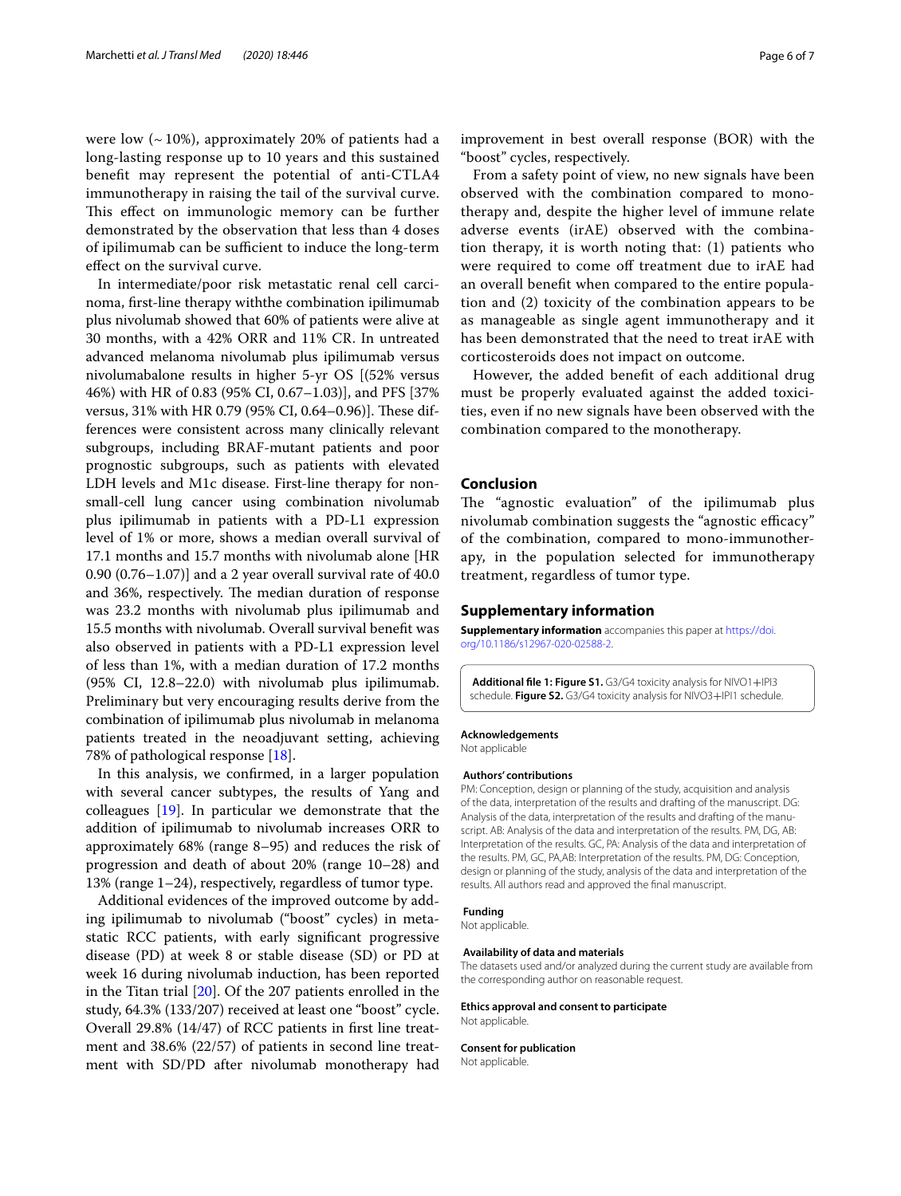were low (~ 10%), approximately 20% of patients had a long-lasting response up to 10 years and this sustained benefit may represent the potential of anti-CTLA4 immunotherapy in raising the tail of the survival curve. This effect on immunologic memory can be further demonstrated by the observation that less than 4 doses of ipilimumab can be sufficient to induce the long-term effect on the survival curve.

In intermediate/poor risk metastatic renal cell carcinoma, first-line therapy withthe combination ipilimumab plus nivolumab showed that 60% of patients were alive at 30 months, with a 42% ORR and 11% CR. In untreated advanced melanoma nivolumab plus ipilimumab versus nivolumabalone results in higher 5-yr OS [(52% versus 46%) with HR of 0.83 (95% CI, 0.67–1.03)], and PFS [37% versus, 31% with HR 0.79 (95% CI, 0.64–0.96)]. These differences were consistent across many clinically relevant subgroups, including BRAF-mutant patients and poor prognostic subgroups, such as patients with elevated LDH levels and M1c disease. First-line therapy for non-small-cell lung cancer using combination nivolumab plus ipilimumab in patients with a PD-L1 expression level of 1% or more, shows a median overall survival of 17.1 months and 15.7 months with nivolumab alone [HR 0.90 (0.76–1.07)] and a 2 year overall survival rate of 40.0 and 36%, respectively. The median duration of response was 23.2 months with nivolumab plus ipilimumab and 15.5 months with nivolumab. Overall survival benefit was also observed in patients with a PD-L1 expression level of less than 1%, with a median duration of 17.2 months (95% CI, 12.8–22.0) with nivolumab plus ipilimumab. Preliminary but very encouraging results derive from the combination of ipilimumab plus nivolumab in melanoma patients treated in the neoadjuvant setting, achieving 78% of pathological response [18].

In this analysis, we confirmed, in a larger population with several cancer subtypes, the results of Yang and colleagues [19]. In particular we demonstrate that the addition of ipilimumab to nivolumab increases ORR to approximately 68% (range 8–95) and reduces the risk of progression and death of about 20% (range 10–28) and 13% (range 1–24), respectively, regardless of tumor type.

Additional evidences of the improved outcome by adding ipilimumab to nivolumab ("boost" cycles) in metastatic RCC patients, with early significant progressive disease (PD) at week 8 or stable disease (SD) or PD at week 16 during nivolumab induction, has been reported in the Titan trial [20]. Of the 207 patients enrolled in the study, 64.3% (133/207) received at least one "boost" cycle. Overall 29.8% (14/47) of RCC patients in first line treatment and 38.6% (22/57) of patients in second line treatment with SD/PD after nivolumab monotherapy had improvement in best overall response (BOR) with the "boost" cycles, respectively.

From a safety point of view, no new signals have been observed with the combination compared to monotherapy and, despite the higher level of immune relate adverse events (irAE) observed with the combination therapy, it is worth noting that: (1) patients who were required to come off treatment due to irAE had an overall benefit when compared to the entire population and (2) toxicity of the combination appears to be as manageable as single agent immunotherapy and it has been demonstrated that the need to treat irAE with corticosteroids does not impact on outcome.

However, the added benefit of each additional drug must be properly evaluated against the added toxicities, even if no new signals have been observed with the combination compared to the monotherapy.

## Conclusion

The "agnostic evaluation" of the ipilimumab plus nivolumab combination suggests the "agnostic efficacy" of the combination, compared to mono-immunotherapy, in the population selected for immunotherapy treatment, regardless of tumor type.

## Supplementary information

**Supplementary information** accompanies this paper at https://doi.org/10.1186/s12967-020-02588-2.

**Additional file 1: Figure S1.** G3/G4 toxicity analysis for NIVO1+IPI3 schedule. **Figure S2.** G3/G4 toxicity analysis for NIVO3+IPI1 schedule.

#### Acknowledgements

Not applicable

#### Authors' contributions

PM: Conception, design or planning of the study, acquisition and analysis of the data, interpretation of the results and drafting of the manuscript. DG: Analysis of the data, interpretation of the results and drafting of the manuscript. AB: Analysis of the data and interpretation of the results. PM, DG, AB: Interpretation of the results. GC, PA: Analysis of the data and interpretation of the results. PM, GC, PA,AB: Interpretation of the results. PM, DG: Conception, design or planning of the study, analysis of the data and interpretation of the results. All authors read and approved the final manuscript.

#### Funding

Not applicable.

#### Availability of data and materials

The datasets used and/or analyzed during the current study are available from the corresponding author on reasonable request.

#### Ethics approval and consent to participate

Not applicable.

#### Consent for publication

Not applicable.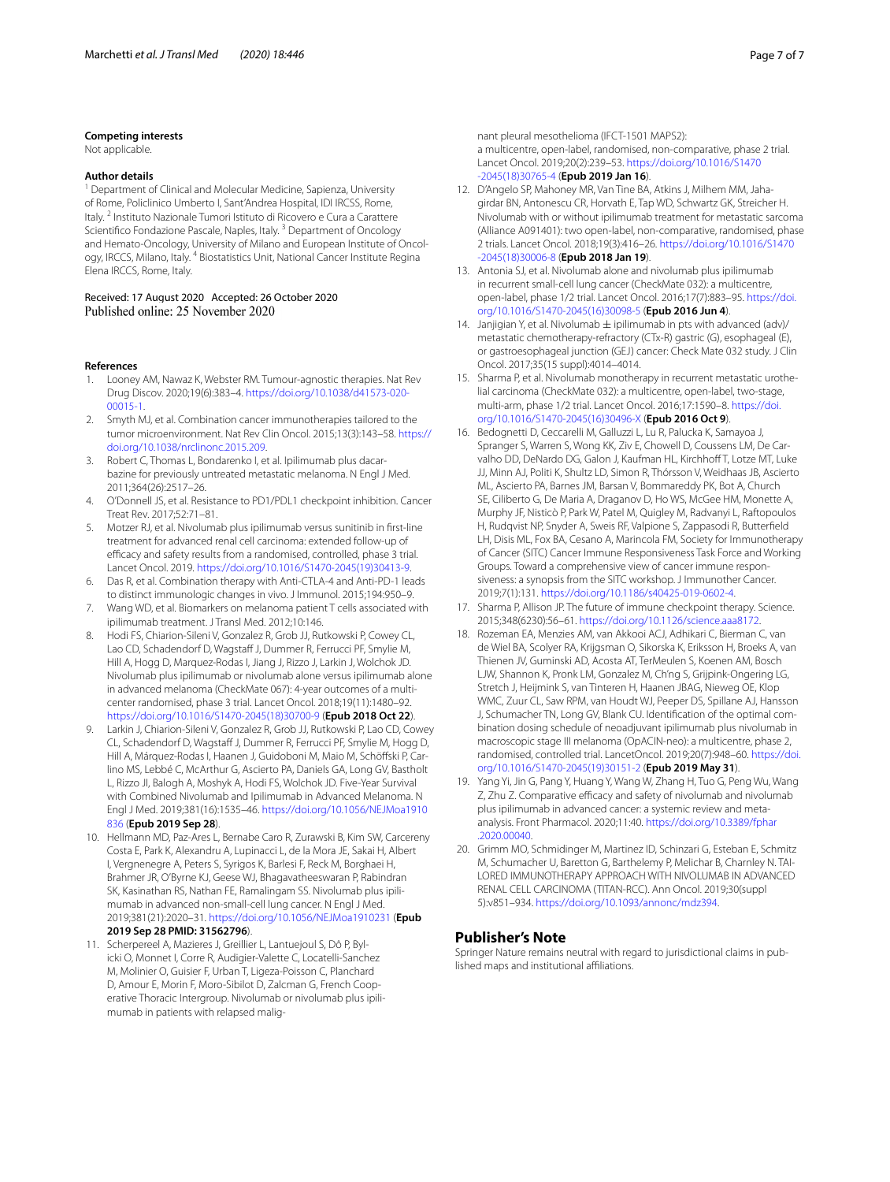**Competing interests**

Not applicable.

**Author details**

[1] Department of Clinical and Molecular Medicine, Sapienza, University of Rome, Policlinico Umberto I, Sant'Andrea Hospital, IDI IRCSS, Rome, Italy. [2] Instituto Nazionale Tumori Istituto di Ricovero e Cura a Carattere Scientifico Fondazione Pascale, Naples, Italy. [3] Department of Oncology and Hemato-Oncology, University of Milano and European Institute of Oncology, IRCCS, Milano, Italy. [4] Biostatistics Unit, National Cancer Institute Regina Elena IRCCS, Rome, Italy.

Received: 17 August 2020 Accepted: 26 October 2020
Published online: 25 November 2020

**References**

1. Looney AM, Nawaz K, Webster RM. Tumour-agnostic therapies. Nat Rev Drug Discov. 2020;19(6):383–4. https://doi.org/10.1038/d41573-020-00015-1.
2. Smyth MJ, et al. Combination cancer immunotherapies tailored to the tumor microenvironment. Nat Rev Clin Oncol. 2015;13(3):143–58. https://doi.org/10.1038/nrclinonc.2015.209.
3. Robert C, Thomas L, Bondarenko I, et al. Ipilimumab plus dacarbazine for previously untreated metastatic melanoma. N Engl J Med. 2011;364(26):2517–26.
4. O'Donnell JS, et al. Resistance to PD1/PDL1 checkpoint inhibition. Cancer Treat Rev. 2017;52:71–81.
5. Motzer RJ, et al. Nivolumab plus ipilimumab versus sunitinib in first-line treatment for advanced renal cell carcinoma: extended follow-up of efficacy and safety results from a randomised, controlled, phase 3 trial. Lancet Oncol. 2019. https://doi.org/10.1016/S1470-2045(19)30413-9.
6. Das R, et al. Combination therapy with Anti-CTLA-4 and Anti-PD-1 leads to distinct immunologic changes in vivo. J Immunol. 2015;194:950–9.
7. Wang WD, et al. Biomarkers on melanoma patient T cells associated with ipilimumab treatment. J Transl Med. 2012;10:146.
8. Hodi FS, Chiarion-Sileni V, Gonzalez R, Grob JJ, Rutkowski P, Cowey CL, Lao CD, Schadendorf D, Wagstaff J, Dummer R, Ferrucci PF, Smylie M, Hill A, Hogg D, Marquez-Rodas I, Jiang J, Rizzo J, Larkin J, Wolchok JD. Nivolumab plus ipilimumab or nivolumab alone versus ipilimumab alone in advanced melanoma (CheckMate 067): 4-year outcomes of a multicenter randomised, phase 3 trial. Lancet Oncol. 2018;19(11):1480–92. https://doi.org/10.1016/S1470-2045(18)30700-9 (**Epub 2018 Oct 22**).
9. Larkin J, Chiarion-Sileni V, Gonzalez R, Grob JJ, Rutkowski P, Lao CD, Cowey CL, Schadendorf D, Wagstaff J, Dummer R, Ferrucci PF, Smylie M, Hogg D, Hill A, Márquez-Rodas I, Haanen J, Guidoboni M, Maio M, Schöffski P, Carlino MS, Lebbé C, McArthur G, Ascierto PA, Daniels GA, Long GV, Bastholt L, Rizzo JI, Balogh A, Moshyk A, Hodi FS, Wolchok JD. Five-Year Survival with Combined Nivolumab and Ipilimumab in Advanced Melanoma. N Engl J Med. 2019;381(16):1535–46. https://doi.org/10.1056/NEJMoa1910836 (**Epub 2019 Sep 28**).
10. Hellmann MD, Paz-Ares L, Bernabe Caro R, Zurawski B, Kim SW, Carcereny Costa E, Park K, Alexandru A, Lupinacci L, de la Mora JE, Sakai H, Albert I, Vergnenegre A, Peters S, Syrigos K, Barlesi F, Reck M, Borghaei H, Brahmer JR, O'Byrne KJ, Geese WJ, Bhagavatheeswaran P, Rabindran SK, Kasinathan RS, Nathan FE, Ramalingam SS. Nivolumab plus ipilimumab in advanced non-small-cell lung cancer. N Engl J Med. 2019;381(21):2020–31. https://doi.org/10.1056/NEJMoa1910231 (**Epub 2019 Sep 28 PMID: 31562796**).
11. Scherpereel A, Mazieres J, Greillier L, Lantuejoul S, Dô P, Bylicki O, Monnet I, Corre R, Audigier-Valette C, Locatelli-Sanchez M, Molinier O, Guisier F, Urban T, Ligeza-Poisson C, Planchard D, Amour E, Morin F, Moro-Sibilot D, Zalcman G, French Cooperative Thoracic Intergroup. Nivolumab or nivolumab plus ipilimumab in patients with relapsed malignant pleural mesothelioma (IFCT-1501 MAPS2): a multicentre, open-label, randomised, non-comparative, phase 2 trial. Lancet Oncol. 2019;20(2):239–53. https://doi.org/10.1016/S1470-2045(18)30765-4 (**Epub 2019 Jan 16**).
12. D'Angelo SP, Mahoney MR, Van Tine BA, Atkins J, Milhem MM, Jahagirdar BN, Antonescu CR, Horvath E, Tap WD, Schwartz GK, Streicher H. Nivolumab with or without ipilimumab treatment for metastatic sarcoma (Alliance A091401): two open-label, non-comparative, randomised, phase 2 trials. Lancet Oncol. 2018;19(3):416–26. https://doi.org/10.1016/S1470-2045(18)30006-8 (**Epub 2018 Jan 19**).
13. Antonia SJ, et al. Nivolumab alone and nivolumab plus ipilimumab in recurrent small-cell lung cancer (CheckMate 032): a multicentre, open-label, phase 1/2 trial. Lancet Oncol. 2016;17(7):883–95. https://doi.org/10.1016/S1470-2045(16)30098-5 (**Epub 2016 Jun 4**).
14. Janjigian Y, et al. Nivolumab ± ipilimumab in pts with advanced (adv)/metastatic chemotherapy-refractory (CTx-R) gastric (G), esophageal (E), or gastroesophageal junction (GEJ) cancer: Check Mate 032 study. J Clin Oncol. 2017;35(15 suppl):4014–4014.
15. Sharma P, et al. Nivolumab monotherapy in recurrent metastatic urothelial carcinoma (CheckMate 032): a multicentre, open-label, two-stage, multi-arm, phase 1/2 trial. Lancet Oncol. 2016;17:1590–8. https://doi.org/10.1016/S1470-2045(16)30496-X (**Epub 2016 Oct 9**).
16. Bedognetti D, Ceccarelli M, Galluzzi L, Lu R, Palucka K, Samayoa J, Spranger S, Warren S, Wong KK, Ziv E, Chowell D, Coussens LM, De Carvalho DD, DeNardo DG, Galon J, Kaufman HL, Kirchhoff T, Lotze MT, Luke JJ, Minn AJ, Politi K, Shultz LD, Simon R, Thórsson V, Weidhaas JB, Ascierto ML, Ascierto PA, Barnes JM, Barsan V, Bommareddy PK, Bot A, Church SE, Ciliberto G, De Maria A, Draganov D, Ho WS, McGee HM, Monette A, Murphy JF, Nisticò P, Park W, Patel M, Quigley M, Radvanyi L, Raftopoulos H, Rudqvist NP, Snyder A, Sweis RF, Valpione S, Zappasodi R, Butterfield LH, Disis ML, Fox BA, Cesano A, Marincola FM, Society for Immunotherapy of Cancer (SITC) Cancer Immune Responsiveness Task Force and Working Groups. Toward a comprehensive view of cancer immune responsiveness: a synopsis from the SITC workshop. J Immunother Cancer. 2019;7(1):131. https://doi.org/10.1186/s40425-019-0602-4.
17. Sharma P, Allison JP. The future of immune checkpoint therapy. Science. 2015;348(6230):56–61. https://doi.org/10.1126/science.aaa8172.
18. Rozeman EA, Menzies AM, van Akkooi ACJ, Adhikari C, Bierman C, van de Wiel BA, Scolyer RA, Krijgsman O, Sikorska K, Eriksson H, Broeks A, van Thienen JV, Guminski AD, Acosta AT, TerMeulen S, Koenen AM, Bosch LJW, Shannon K, Pronk LM, Gonzalez M, Ch'ng S, Grijpink-Ongering LG, Stretch J, Heijmink S, van Tinteren H, Haanen JBAG, Nieweg OE, Klop WMC, Zuur CL, Saw RPM, van Houdt WJ, Peeper DS, Spillane AJ, Hansson J, Schumacher TN, Long GV, Blank CU. Identification of the optimal combination dosing schedule of neoadjuvant ipilimumab plus nivolumab in macroscopic stage III melanoma (OpACIN-neo): a multicentre, phase 2, randomised, controlled trial. LancetOncol. 2019;20(7):948–60. https://doi.org/10.1016/S1470-2045(19)30151-2 (**Epub 2019 May 31**).
19. Yang Yi, Jin G, Pang Y, Huang Y, Wang W, Zhang H, Tuo G, Peng Wu, Wang Z, Zhu Z. Comparative efficacy and safety of nivolumab and nivolumab plus ipilimumab in advanced cancer: a systemic review and meta-analysis. Front Pharmacol. 2020;11:40. https://doi.org/10.3389/fphar.2020.00040.
20. Grimm MO, Schmidinger M, Martinez ID, Schinzari G, Esteban E, Schmitz M, Schumacher U, Baretton G, Barthelemy P, Melichar B, Charnley N. TAILORED IMMUNOTHERAPY APPROACH WITH NIVOLUMAB IN ADVANCED RENAL CELL CARCINOMA (TITAN-RCC). Ann Oncol. 2019;30(suppl 5):v851–934. https://doi.org/10.1093/annonc/mdz394.

## Publisher's Note

Springer Nature remains neutral with regard to jurisdictional claims in published maps and institutional affiliations.